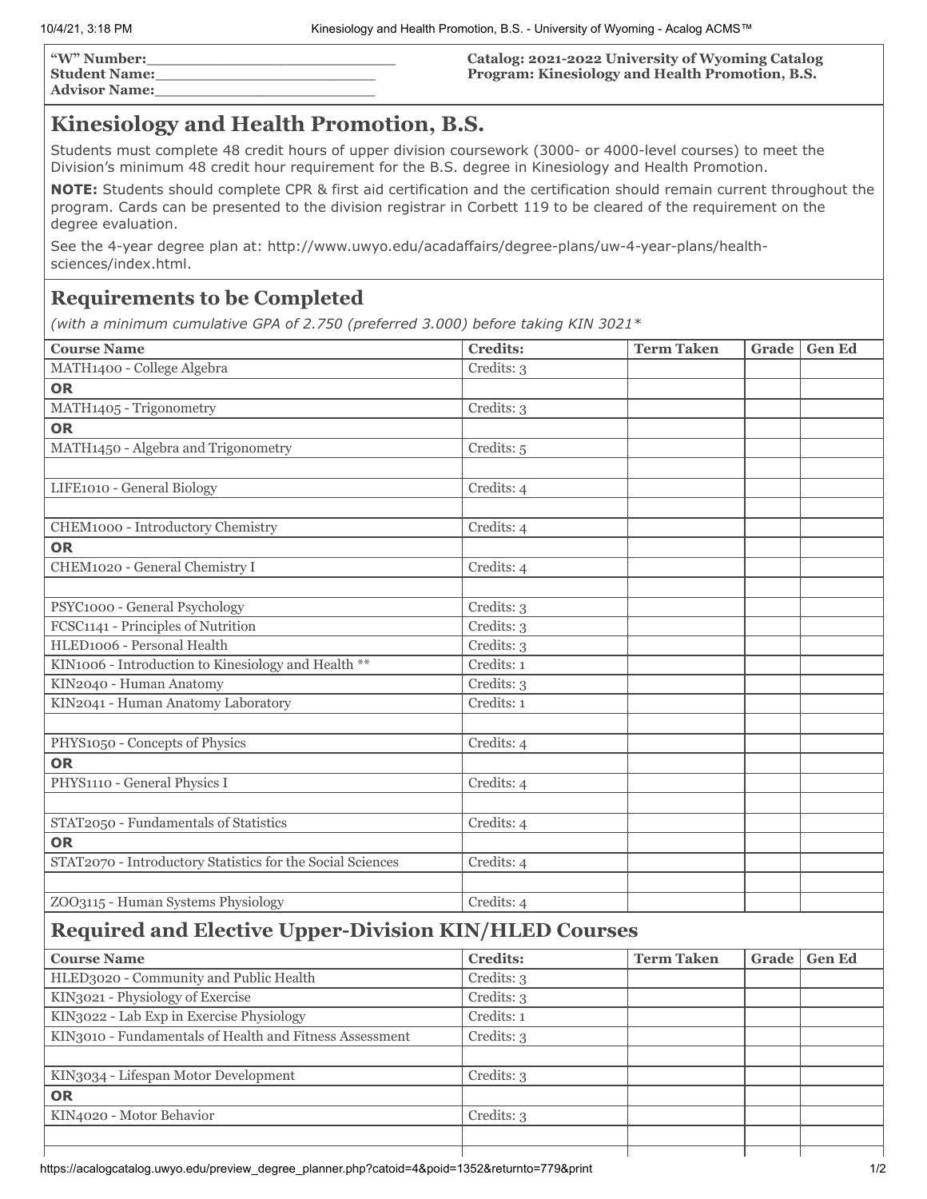| "W" Number:_________________________ | Catalog: 2021-2022 University of Wyoming Catalog |
|---|---|
| Student Name:_______________________ | Program: Kinesiology and Health Promotion, B.S. |
| Advisor Name:_______________________ | |

# Kinesiology and Health Promotion, B.S.

Students must complete 48 credit hours of upper division coursework (3000- or 4000-level courses) to meet the Division's minimum 48 credit hour requirement for the B.S. degree in Kinesiology and Health Promotion.

**NOTE:** Students should complete CPR & first aid certification and the certification should remain current throughout the program. Cards can be presented to the division registrar in Corbett 119 to be cleared of the requirement on the degree evaluation.

See the 4-year degree plan at: http://www.uwyo.edu/acadaffairs/degree-plans/uw-4-year-plans/health-sciences/index.html.

## Requirements to be Completed

*(with a minimum cumulative GPA of 2.750 (preferred 3.000) before taking KIN 3021*)*

| Course Name | Credits: | Term Taken | Grade | Gen Ed |
|---|---|---|---|---|
| MATH1400 - College Algebra | Credits: 3 | | | |
| **OR** | | | | |
| MATH1405 - Trigonometry | Credits: 3 | | | |
| **OR** | | | | |
| MATH1450 - Algebra and Trigonometry | Credits: 5 | | | |
| | | | | |
| LIFE1010 - General Biology | Credits: 4 | | | |
| | | | | |
| CHEM1000 - Introductory Chemistry | Credits: 4 | | | |
| **OR** | | | | |
| CHEM1020 - General Chemistry I | Credits: 4 | | | |
| | | | | |
| PSYC1000 - General Psychology | Credits: 3 | | | |
| FCSC1141 - Principles of Nutrition | Credits: 3 | | | |
| HLED1006 - Personal Health | Credits: 3 | | | |
| KIN1006 - Introduction to Kinesiology and Health ** | Credits: 1 | | | |
| KIN2040 - Human Anatomy | Credits: 3 | | | |
| KIN2041 - Human Anatomy Laboratory | Credits: 1 | | | |
| | | | | |
| PHYS1050 - Concepts of Physics | Credits: 4 | | | |
| **OR** | | | | |
| PHYS1110 - General Physics I | Credits: 4 | | | |
| | | | | |
| STAT2050 - Fundamentals of Statistics | Credits: 4 | | | |
| **OR** | | | | |
| STAT2070 - Introductory Statistics for the Social Sciences | Credits: 4 | | | |
| | | | | |
| ZOO3115 - Human Systems Physiology | Credits: 4 | | | |

## Required and Elective Upper-Division KIN/HLED Courses

| Course Name | Credits: | Term Taken | Grade | Gen Ed |
|---|---|---|---|---|
| HLED3020 - Community and Public Health | Credits: 3 | | | |
| KIN3021 - Physiology of Exercise | Credits: 3 | | | |
| KIN3022 - Lab Exp in Exercise Physiology | Credits: 1 | | | |
| KIN3010 - Fundamentals of Health and Fitness Assessment | Credits: 3 | | | |
| | | | | |
| KIN3034 - Lifespan Motor Development | Credits: 3 | | | |
| **OR** | | | | |
| KIN4020 - Motor Behavior | Credits: 3 | | | |
| | | | | |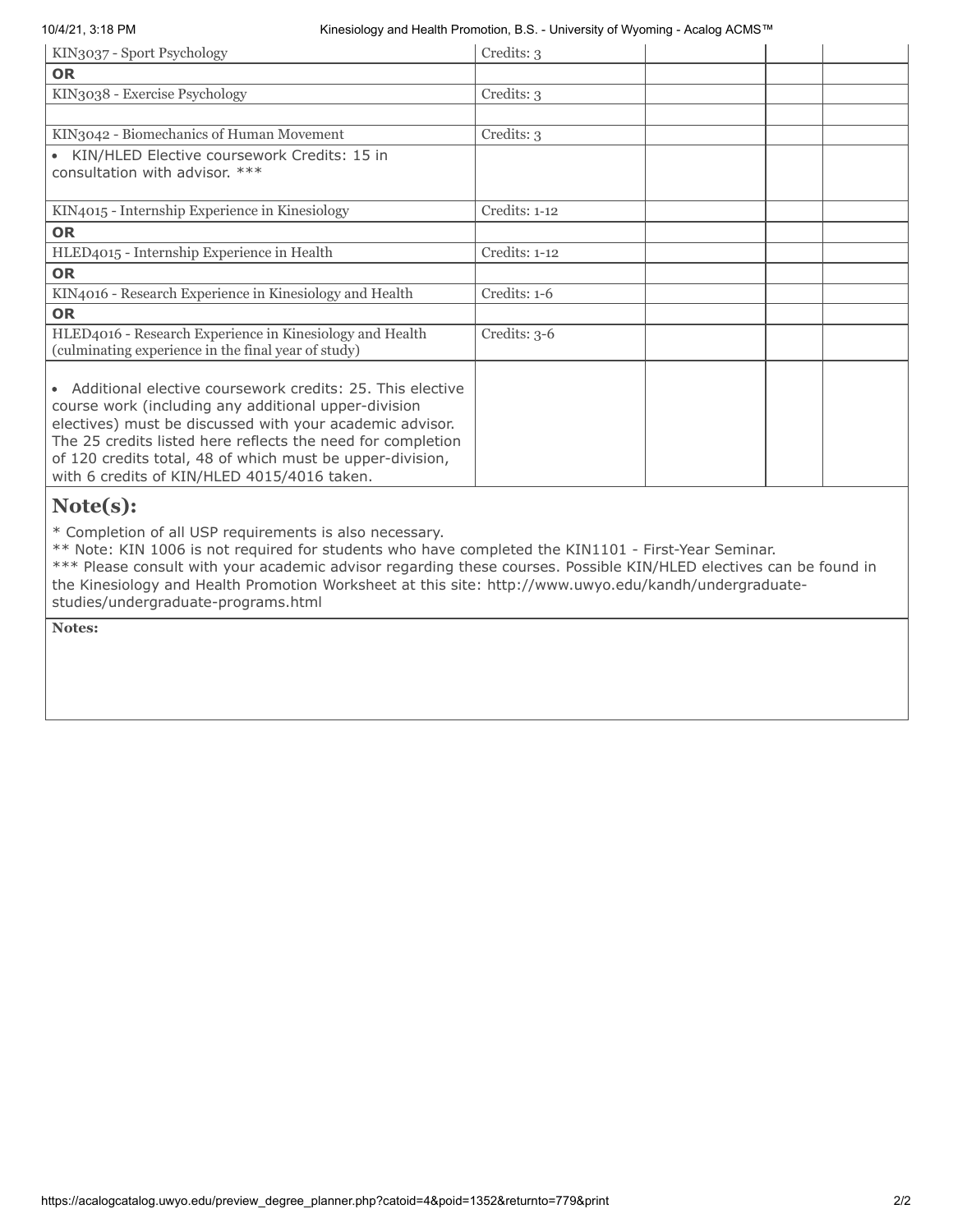| | | | | |
|---|---|---|---|---|
| KIN3037 - Sport Psychology | Credits: 3 | | | |
| **OR** | | | | |
| KIN3038 - Exercise Psychology | Credits: 3 | | | |
| | | | | |
| KIN3042 - Biomechanics of Human Movement | Credits: 3 | | | |
| • KIN/HLED Elective coursework Credits: 15 in consultation with advisor. *** | | | | |
| KIN4015 - Internship Experience in Kinesiology | Credits: 1-12 | | | |
| **OR** | | | | |
| HLED4015 - Internship Experience in Health | Credits: 1-12 | | | |
| **OR** | | | | |
| KIN4016 - Research Experience in Kinesiology and Health | Credits: 1-6 | | | |
| **OR** | | | | |
| HLED4016 - Research Experience in Kinesiology and Health (culminating experience in the final year of study) | Credits: 3-6 | | | |
| • Additional elective coursework credits: 25. This elective course work (including any additional upper-division electives) must be discussed with your academic advisor. The 25 credits listed here reflects the need for completion of 120 credits total, 48 of which must be upper-division, with 6 credits of KIN/HLED 4015/4016 taken. | | | | |

## Note(s):

* Completion of all USP requirements is also necessary.
** Note: KIN 1006 is not required for students who have completed the KIN1101 - First-Year Seminar.
*** Please consult with your academic advisor regarding these courses. Possible KIN/HLED electives can be found in the Kinesiology and Health Promotion Worksheet at this site: http://www.uwyo.edu/kandh/undergraduate-studies/undergraduate-programs.html

**Notes:**